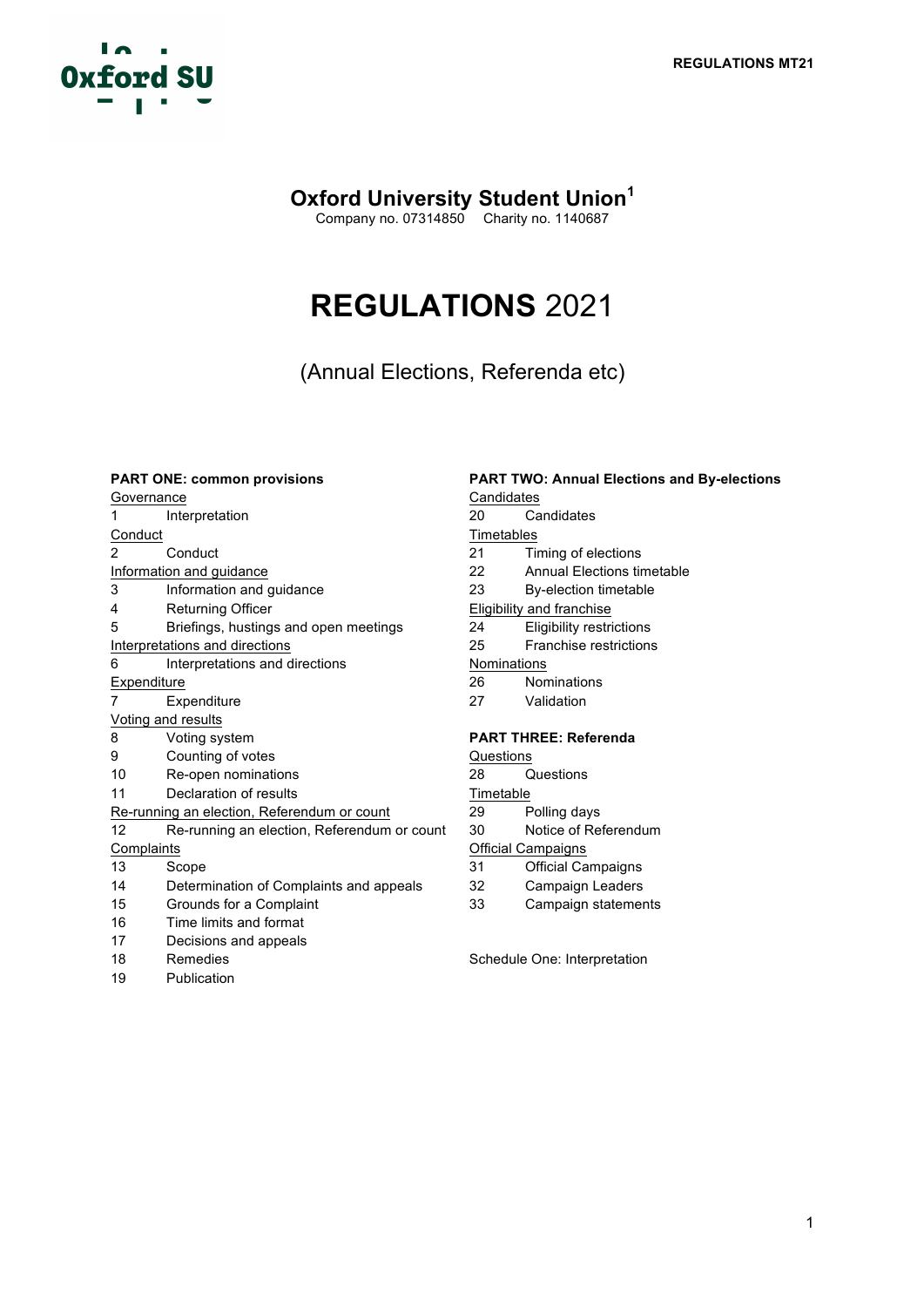# Oxford University Student Union[1]

Company no. 07314850 Charity no. 1140687

# REGULATIONS 2021

(Annual Elections, Referenda etc)

**PART ONE: common provisions**

Governance

1 Interpretation

Conduct

2 Conduct

Information and guidance

3 Information and guidance

4 Returning Officer

5 Briefings, hustings and open meetings

Interpretations and directions

6 Interpretations and directions

Expenditure

7 Expenditure

Voting and results

8 Voting system

9 Counting of votes

10 Re-open nominations

11 Declaration of results

Re-running an election, Referendum or count

12 Re-running an election, Referendum or count

Complaints

13 Scope

14 Determination of Complaints and appeals

15 Grounds for a Complaint

16 Time limits and format

17 Decisions and appeals

18 Remedies

19 Publication

**PART TWO: Annual Elections and By-elections**

Candidates

20 Candidates

Timetables

21 Timing of elections

22 Annual Elections timetable

23 By-election timetable

Eligibility and franchise

24 Eligibility restrictions

25 Franchise restrictions

Nominations

26 Nominations

27 Validation

**PART THREE: Referenda**

Questions

28 Questions

Timetable

29 Polling days

30 Notice of Referendum

Official Campaigns

31 Official Campaigns

32 Campaign Leaders

33 Campaign statements

Schedule One: Interpretation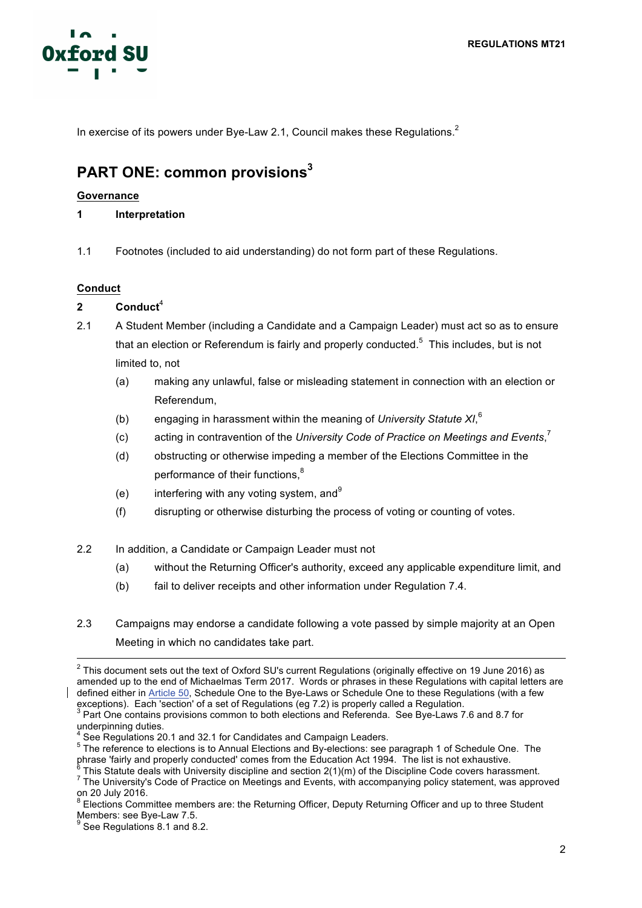In exercise of its powers under Bye-Law 2.1, Council makes these Regulations.[2]

## PART ONE: common provisions[3]

**Governance**

**1 Interpretation**

1.1 Footnotes (included to aid understanding) do not form part of these Regulations.

**Conduct**

**2 Conduct**[4]

2.1 A Student Member (including a Candidate and a Campaign Leader) must act so as to ensure that an election or Referendum is fairly and properly conducted.[5] This includes, but is not limited to, not

- (a) making any unlawful, false or misleading statement in connection with an election or Referendum,
- (b) engaging in harassment within the meaning of *University Statute XI*,[6]
- (c) acting in contravention of the *University Code of Practice on Meetings and Events*,[7]
- (d) obstructing or otherwise impeding a member of the Elections Committee in the performance of their functions,[8]
- (e) interfering with any voting system, and[9]
- (f) disrupting or otherwise disturbing the process of voting or counting of votes.

2.2 In addition, a Candidate or Campaign Leader must not

- (a) without the Returning Officer's authority, exceed any applicable expenditure limit, and
- (b) fail to deliver receipts and other information under Regulation 7.4.

2.3 Campaigns may endorse a candidate following a vote passed by simple majority at an Open Meeting in which no candidates take part.

---

[2] This document sets out the text of Oxford SU's current Regulations (originally effective on 19 June 2016) as amended up to the end of Michaelmas Term 2017. Words or phrases in these Regulations with capital letters are defined either in Article 50, Schedule One to the Bye-Laws or Schedule One to these Regulations (with a few exceptions). Each 'section' of a set of Regulations (eg 7.2) is properly called a Regulation.

[3] Part One contains provisions common to both elections and Referenda. See Bye-Laws 7.6 and 8.7 for underpinning duties.

[4] See Regulations 20.1 and 32.1 for Candidates and Campaign Leaders.

[5] The reference to elections is to Annual Elections and By-elections: see paragraph 1 of Schedule One. The phrase 'fairly and properly conducted' comes from the Education Act 1994. The list is not exhaustive.

[6] This Statute deals with University discipline and section 2(1)(m) of the Discipline Code covers harassment.

[7] The University's Code of Practice on Meetings and Events, with accompanying policy statement, was approved on 20 July 2016.

[8] Elections Committee members are: the Returning Officer, Deputy Returning Officer and up to three Student Members: see Bye-Law 7.5.

[9] See Regulations 8.1 and 8.2.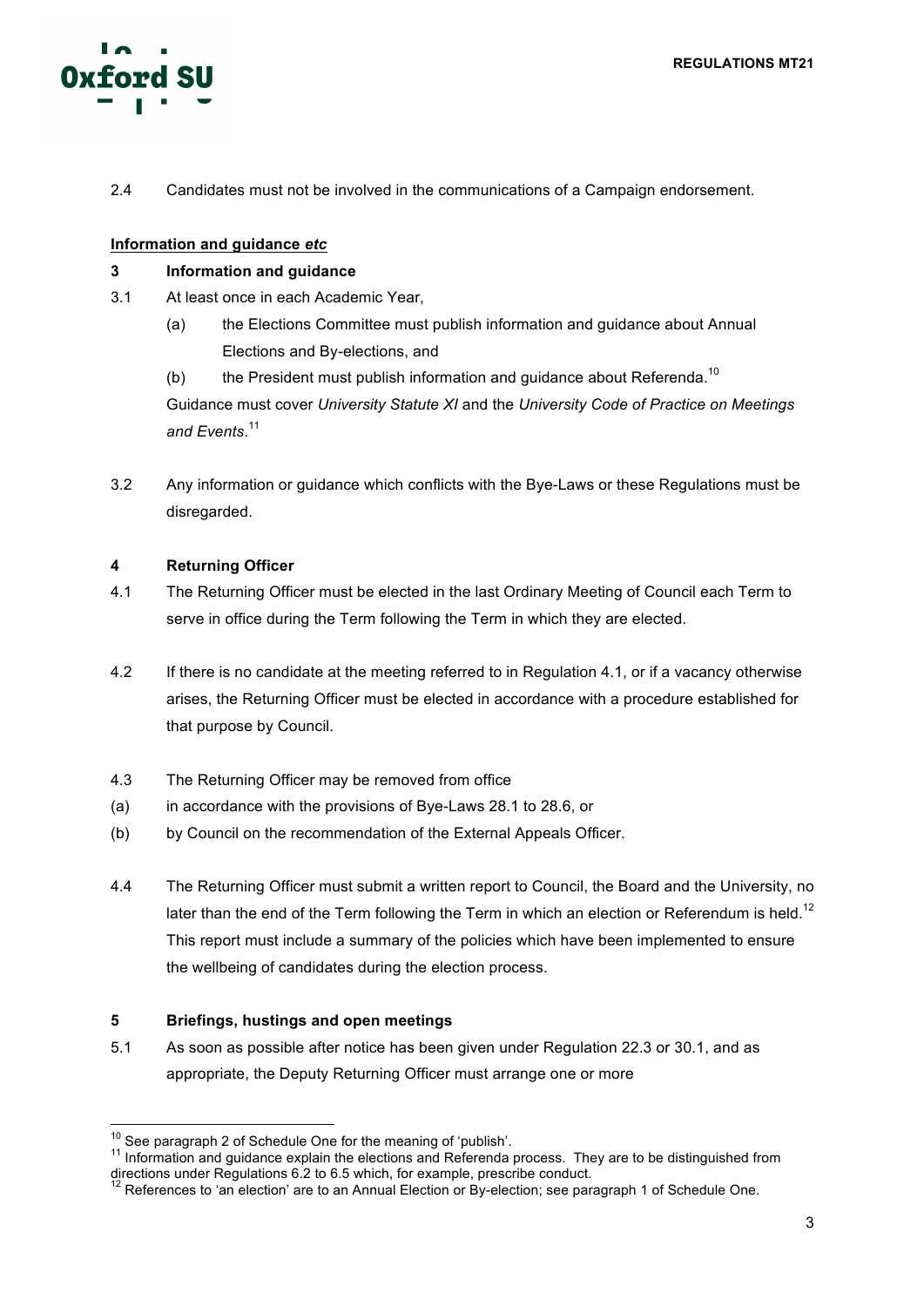2.4 Candidates must not be involved in the communications of a Campaign endorsement.

**Information and guidance *etc***

**3 Information and guidance**

3.1 At least once in each Academic Year,

(a) the Elections Committee must publish information and guidance about Annual Elections and By-elections, and

(b) the President must publish information and guidance about Referenda.[10]

Guidance must cover *University Statute XI* and the *University Code of Practice on Meetings and Events*.[11]

3.2 Any information or guidance which conflicts with the Bye-Laws or these Regulations must be disregarded.

**4 Returning Officer**

4.1 The Returning Officer must be elected in the last Ordinary Meeting of Council each Term to serve in office during the Term following the Term in which they are elected.

4.2 If there is no candidate at the meeting referred to in Regulation 4.1, or if a vacancy otherwise arises, the Returning Officer must be elected in accordance with a procedure established for that purpose by Council.

4.3 The Returning Officer may be removed from office

(a) in accordance with the provisions of Bye-Laws 28.1 to 28.6, or

(b) by Council on the recommendation of the External Appeals Officer.

4.4 The Returning Officer must submit a written report to Council, the Board and the University, no later than the end of the Term following the Term in which an election or Referendum is held.[12] This report must include a summary of the policies which have been implemented to ensure the wellbeing of candidates during the election process.

**5 Briefings, hustings and open meetings**

5.1 As soon as possible after notice has been given under Regulation 22.3 or 30.1, and as appropriate, the Deputy Returning Officer must arrange one or more

---

[10] See paragraph 2 of Schedule One for the meaning of 'publish'.

[11] Information and guidance explain the elections and Referenda process. They are to be distinguished from directions under Regulations 6.2 to 6.5 which, for example, prescribe conduct.

[12] References to 'an election' are to an Annual Election or By-election; see paragraph 1 of Schedule One.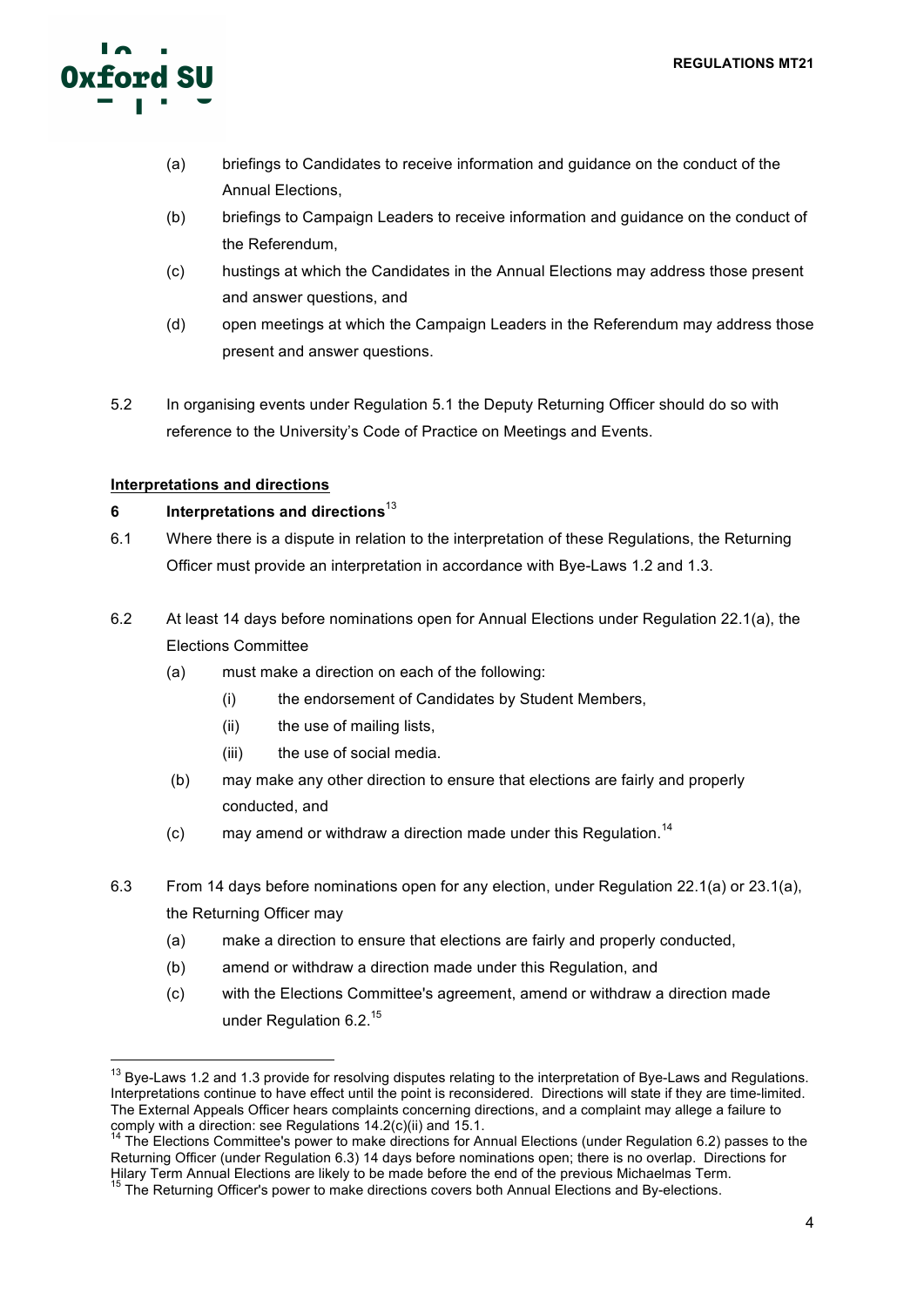(a) briefings to Candidates to receive information and guidance on the conduct of the Annual Elections,

(b) briefings to Campaign Leaders to receive information and guidance on the conduct of the Referendum,

(c) hustings at which the Candidates in the Annual Elections may address those present and answer questions, and

(d) open meetings at which the Campaign Leaders in the Referendum may address those present and answer questions.

5.2 In organising events under Regulation 5.1 the Deputy Returning Officer should do so with reference to the University's Code of Practice on Meetings and Events.

**Interpretations and directions**

## 6 Interpretations and directions[13]

6.1 Where there is a dispute in relation to the interpretation of these Regulations, the Returning Officer must provide an interpretation in accordance with Bye-Laws 1.2 and 1.3.

6.2 At least 14 days before nominations open for Annual Elections under Regulation 22.1(a), the Elections Committee

- (a) must make a direction on each of the following:
  - (i) the endorsement of Candidates by Student Members,
  - (ii) the use of mailing lists,
  - (iii) the use of social media.
- (b) may make any other direction to ensure that elections are fairly and properly conducted, and
- (c) may amend or withdraw a direction made under this Regulation.[14]

6.3 From 14 days before nominations open for any election, under Regulation 22.1(a) or 23.1(a), the Returning Officer may

- (a) make a direction to ensure that elections are fairly and properly conducted,
- (b) amend or withdraw a direction made under this Regulation, and
- (c) with the Elections Committee's agreement, amend or withdraw a direction made under Regulation 6.2.[15]

---

[13] Bye-Laws 1.2 and 1.3 provide for resolving disputes relating to the interpretation of Bye-Laws and Regulations. Interpretations continue to have effect until the point is reconsidered. Directions will state if they are time-limited. The External Appeals Officer hears complaints concerning directions, and a complaint may allege a failure to comply with a direction: see Regulations 14.2(c)(ii) and 15.1.

[14] The Elections Committee's power to make directions for Annual Elections (under Regulation 6.2) passes to the Returning Officer (under Regulation 6.3) 14 days before nominations open; there is no overlap. Directions for Hilary Term Annual Elections are likely to be made before the end of the previous Michaelmas Term.

[15] The Returning Officer's power to make directions covers both Annual Elections and By-elections.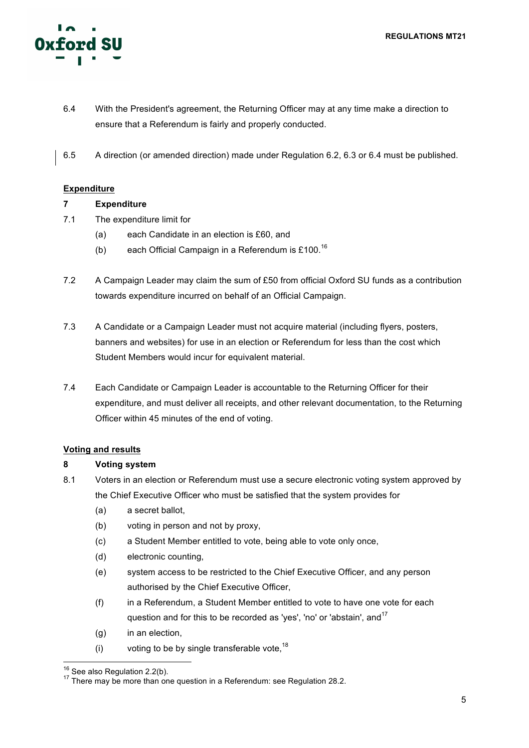6.4 With the President's agreement, the Returning Officer may at any time make a direction to ensure that a Referendum is fairly and properly conducted.

6.5 A direction (or amended direction) made under Regulation 6.2, 6.3 or 6.4 must be published.

<u>**Expenditure**</u>

### 7 Expenditure

7.1 The expenditure limit for

- (a) each Candidate in an election is £60, and
- (b) each Official Campaign in a Referendum is £100.[16]

7.2 A Campaign Leader may claim the sum of £50 from official Oxford SU funds as a contribution towards expenditure incurred on behalf of an Official Campaign.

7.3 A Candidate or a Campaign Leader must not acquire material (including flyers, posters, banners and websites) for use in an election or Referendum for less than the cost which Student Members would incur for equivalent material.

7.4 Each Candidate or Campaign Leader is accountable to the Returning Officer for their expenditure, and must deliver all receipts, and other relevant documentation, to the Returning Officer within 45 minutes of the end of voting.

<u>**Voting and results**</u>

### 8 Voting system

8.1 Voters in an election or Referendum must use a secure electronic voting system approved by the Chief Executive Officer who must be satisfied that the system provides for

- (a) a secret ballot,
- (b) voting in person and not by proxy,
- (c) a Student Member entitled to vote, being able to vote only once,
- (d) electronic counting,
- (e) system access to be restricted to the Chief Executive Officer, and any person authorised by the Chief Executive Officer,
- (f) in a Referendum, a Student Member entitled to vote to have one vote for each question and for this to be recorded as 'yes', 'no' or 'abstain', and[17]
- (g) in an election,
- (i) voting to be by single transferable vote,[18]

---

[16] See also Regulation 2.2(b).

[17] There may be more than one question in a Referendum: see Regulation 28.2.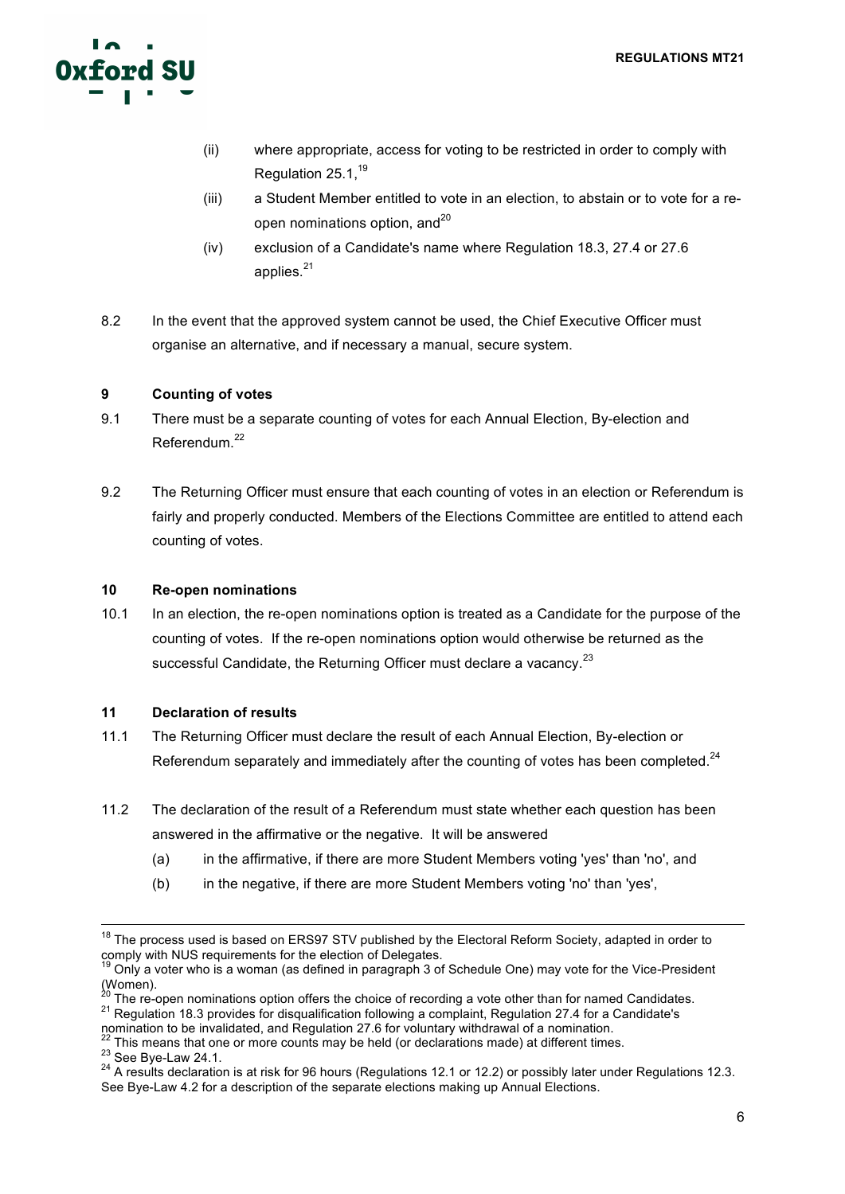(ii) where appropriate, access for voting to be restricted in order to comply with Regulation 25.1,[19]

(iii) a Student Member entitled to vote in an election, to abstain or to vote for a re-open nominations option, and[20]

(iv) exclusion of a Candidate's name where Regulation 18.3, 27.4 or 27.6 applies.[21]

8.2 In the event that the approved system cannot be used, the Chief Executive Officer must organise an alternative, and if necessary a manual, secure system.

### 9 Counting of votes

9.1 There must be a separate counting of votes for each Annual Election, By-election and Referendum.[22]

9.2 The Returning Officer must ensure that each counting of votes in an election or Referendum is fairly and properly conducted. Members of the Elections Committee are entitled to attend each counting of votes.

### 10 Re-open nominations

10.1 In an election, the re-open nominations option is treated as a Candidate for the purpose of the counting of votes. If the re-open nominations option would otherwise be returned as the successful Candidate, the Returning Officer must declare a vacancy.[23]

### 11 Declaration of results

11.1 The Returning Officer must declare the result of each Annual Election, By-election or Referendum separately and immediately after the counting of votes has been completed.[24]

11.2 The declaration of the result of a Referendum must state whether each question has been answered in the affirmative or the negative. It will be answered

(a) in the affirmative, if there are more Student Members voting 'yes' than 'no', and

(b) in the negative, if there are more Student Members voting 'no' than 'yes',

---

[18] The process used is based on ERS97 STV published by the Electoral Reform Society, adapted in order to comply with NUS requirements for the election of Delegates.

[19] Only a voter who is a woman (as defined in paragraph 3 of Schedule One) may vote for the Vice-President (Women).

[20] The re-open nominations option offers the choice of recording a vote other than for named Candidates.

[21] Regulation 18.3 provides for disqualification following a complaint, Regulation 27.4 for a Candidate's nomination to be invalidated, and Regulation 27.6 for voluntary withdrawal of a nomination.

[22] This means that one or more counts may be held (or declarations made) at different times.

[23] See Bye-Law 24.1.

[24] A results declaration is at risk for 96 hours (Regulations 12.1 or 12.2) or possibly later under Regulations 12.3. See Bye-Law 4.2 for a description of the separate elections making up Annual Elections.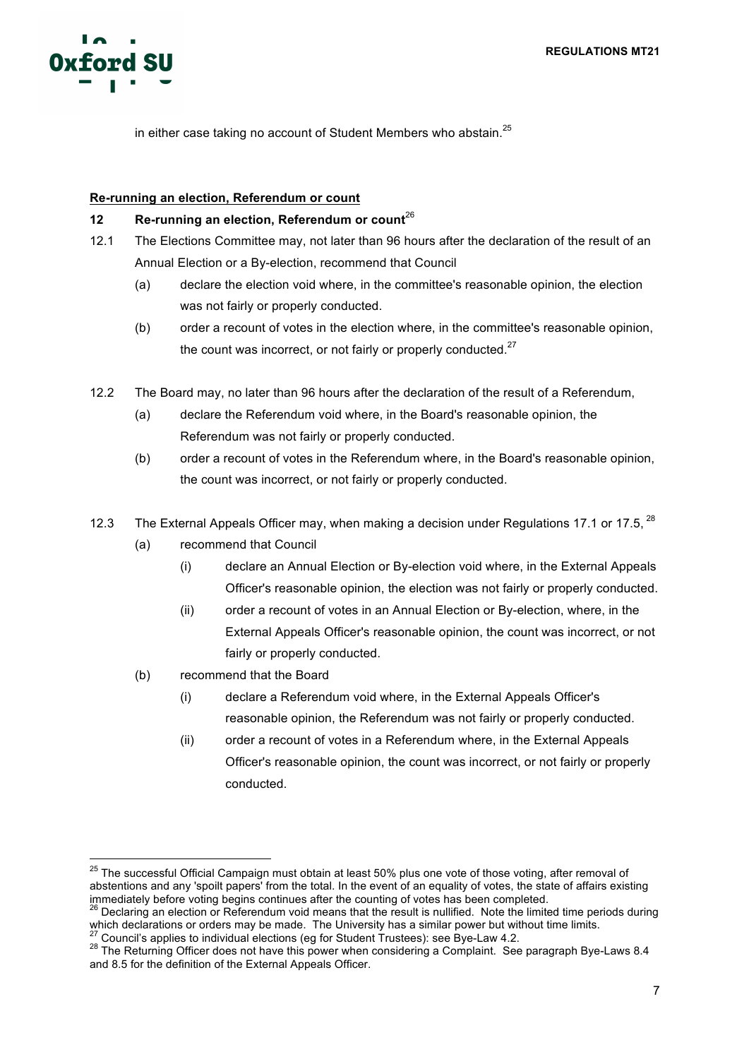in either case taking no account of Student Members who abstain.[25]

**Re-running an election, Referendum or count**

### 12 Re-running an election, Referendum or count[26]

12.1 The Elections Committee may, not later than 96 hours after the declaration of the result of an Annual Election or a By-election, recommend that Council

(a) declare the election void where, in the committee's reasonable opinion, the election was not fairly or properly conducted.

(b) order a recount of votes in the election where, in the committee's reasonable opinion, the count was incorrect, or not fairly or properly conducted.[27]

12.2 The Board may, no later than 96 hours after the declaration of the result of a Referendum,

(a) declare the Referendum void where, in the Board's reasonable opinion, the Referendum was not fairly or properly conducted.

(b) order a recount of votes in the Referendum where, in the Board's reasonable opinion, the count was incorrect, or not fairly or properly conducted.

12.3 The External Appeals Officer may, when making a decision under Regulations 17.1 or 17.5, [28]

(a) recommend that Council

(i) declare an Annual Election or By-election void where, in the External Appeals Officer's reasonable opinion, the election was not fairly or properly conducted.

(ii) order a recount of votes in an Annual Election or By-election, where, in the External Appeals Officer's reasonable opinion, the count was incorrect, or not fairly or properly conducted.

(b) recommend that the Board

(i) declare a Referendum void where, in the External Appeals Officer's reasonable opinion, the Referendum was not fairly or properly conducted.

(ii) order a recount of votes in a Referendum where, in the External Appeals Officer's reasonable opinion, the count was incorrect, or not fairly or properly conducted.

---

[25] The successful Official Campaign must obtain at least 50% plus one vote of those voting, after removal of abstentions and any 'spoilt papers' from the total. In the event of an equality of votes, the state of affairs existing immediately before voting begins continues after the counting of votes has been completed.

[26] Declaring an election or Referendum void means that the result is nullified. Note the limited time periods during which declarations or orders may be made. The University has a similar power but without time limits.

[27] Council's applies to individual elections (eg for Student Trustees): see Bye-Law 4.2.

[28] The Returning Officer does not have this power when considering a Complaint. See paragraph Bye-Laws 8.4 and 8.5 for the definition of the External Appeals Officer.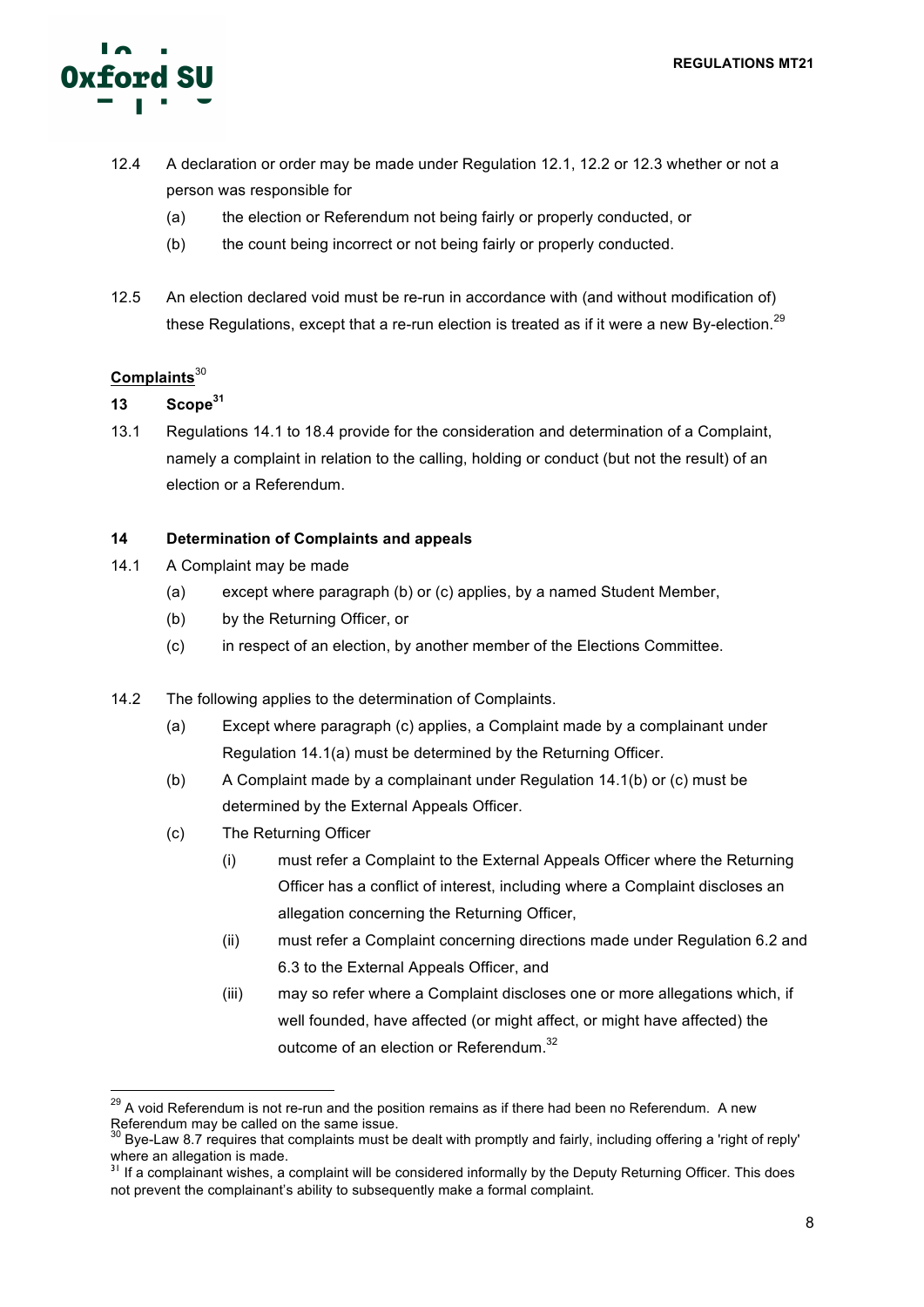12.4 A declaration or order may be made under Regulation 12.1, 12.2 or 12.3 whether or not a person was responsible for

(a) the election or Referendum not being fairly or properly conducted, or

(b) the count being incorrect or not being fairly or properly conducted.

12.5 An election declared void must be re-run in accordance with (and without modification of) these Regulations, except that a re-run election is treated as if it were a new By-election.[29]

**Complaints**[30]

**13 Scope**[31]

13.1 Regulations 14.1 to 18.4 provide for the consideration and determination of a Complaint, namely a complaint in relation to the calling, holding or conduct (but not the result) of an election or a Referendum.

**14 Determination of Complaints and appeals**

14.1 A Complaint may be made

(a) except where paragraph (b) or (c) applies, by a named Student Member,

(b) by the Returning Officer, or

(c) in respect of an election, by another member of the Elections Committee.

14.2 The following applies to the determination of Complaints.

(a) Except where paragraph (c) applies, a Complaint made by a complainant under Regulation 14.1(a) must be determined by the Returning Officer.

(b) A Complaint made by a complainant under Regulation 14.1(b) or (c) must be determined by the External Appeals Officer.

(c) The Returning Officer

(i) must refer a Complaint to the External Appeals Officer where the Returning Officer has a conflict of interest, including where a Complaint discloses an allegation concerning the Returning Officer,

(ii) must refer a Complaint concerning directions made under Regulation 6.2 and 6.3 to the External Appeals Officer, and

(iii) may so refer where a Complaint discloses one or more allegations which, if well founded, have affected (or might affect, or might have affected) the outcome of an election or Referendum.[32]

---

[29] A void Referendum is not re-run and the position remains as if there had been no Referendum. A new Referendum may be called on the same issue.

[30] Bye-Law 8.7 requires that complaints must be dealt with promptly and fairly, including offering a 'right of reply' where an allegation is made.

[31] If a complainant wishes, a complaint will be considered informally by the Deputy Returning Officer. This does not prevent the complainant's ability to subsequently make a formal complaint.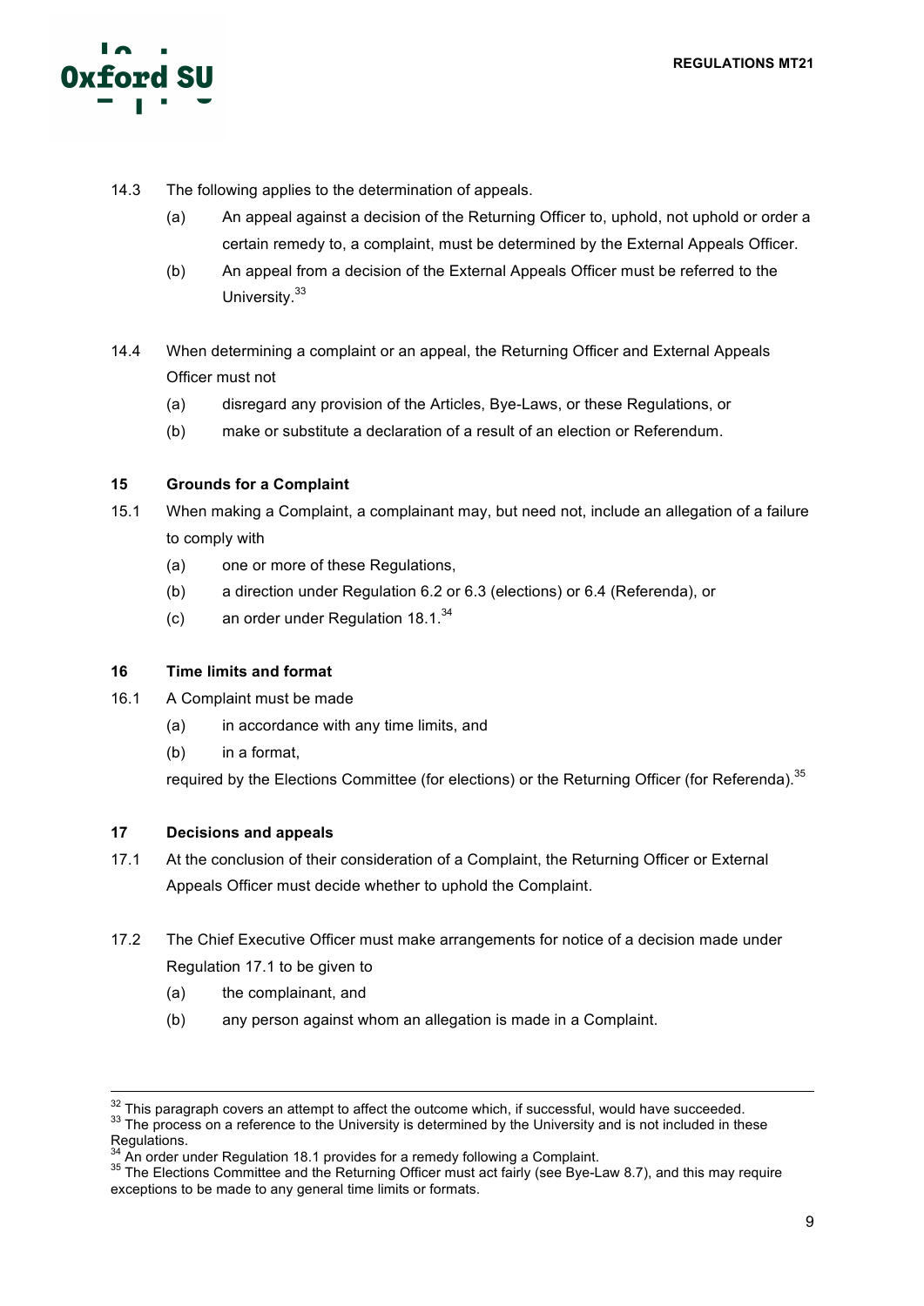14.3 The following applies to the determination of appeals.

  (a) An appeal against a decision of the Returning Officer to, uphold, not uphold or order a certain remedy to, a complaint, must be determined by the External Appeals Officer.

  (b) An appeal from a decision of the External Appeals Officer must be referred to the University.[33]

14.4 When determining a complaint or an appeal, the Returning Officer and External Appeals Officer must not

  (a) disregard any provision of the Articles, Bye-Laws, or these Regulations, or

  (b) make or substitute a declaration of a result of an election or Referendum.

### 15 Grounds for a Complaint

15.1 When making a Complaint, a complainant may, but need not, include an allegation of a failure to comply with

  (a) one or more of these Regulations,

  (b) a direction under Regulation 6.2 or 6.3 (elections) or 6.4 (Referenda), or

  (c) an order under Regulation 18.1.[34]

### 16 Time limits and format

16.1 A Complaint must be made

  (a) in accordance with any time limits, and

  (b) in a format,

required by the Elections Committee (for elections) or the Returning Officer (for Referenda).[35]

### 17 Decisions and appeals

17.1 At the conclusion of their consideration of a Complaint, the Returning Officer or External Appeals Officer must decide whether to uphold the Complaint.

17.2 The Chief Executive Officer must make arrangements for notice of a decision made under Regulation 17.1 to be given to

  (a) the complainant, and

  (b) any person against whom an allegation is made in a Complaint.

---

[32] This paragraph covers an attempt to affect the outcome which, if successful, would have succeeded.

[33] The process on a reference to the University is determined by the University and is not included in these Regulations.

[34] An order under Regulation 18.1 provides for a remedy following a Complaint.

[35] The Elections Committee and the Returning Officer must act fairly (see Bye-Law 8.7), and this may require exceptions to be made to any general time limits or formats.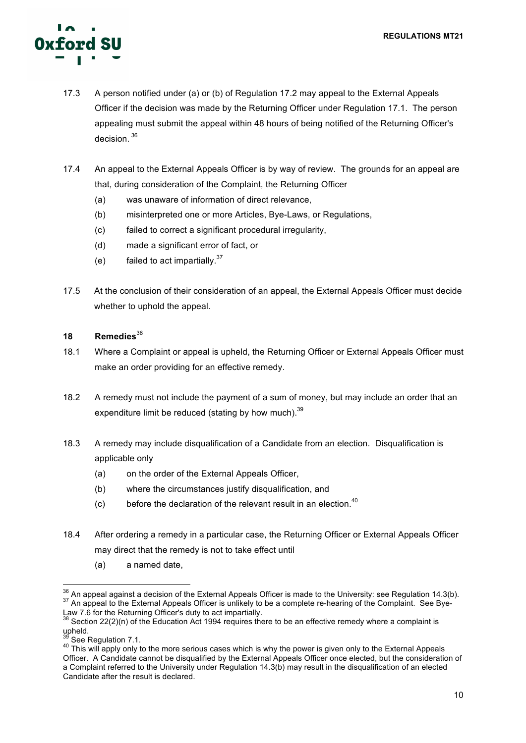17.3 A person notified under (a) or (b) of Regulation 17.2 may appeal to the External Appeals Officer if the decision was made by the Returning Officer under Regulation 17.1. The person appealing must submit the appeal within 48 hours of being notified of the Returning Officer's decision. [36]

17.4 An appeal to the External Appeals Officer is by way of review. The grounds for an appeal are that, during consideration of the Complaint, the Returning Officer

- (a) was unaware of information of direct relevance,
- (b) misinterpreted one or more Articles, Bye-Laws, or Regulations,
- (c) failed to correct a significant procedural irregularity,
- (d) made a significant error of fact, or
- (e) failed to act impartially.[37]

17.5 At the conclusion of their consideration of an appeal, the External Appeals Officer must decide whether to uphold the appeal.

## 18 Remedies[38]

18.1 Where a Complaint or appeal is upheld, the Returning Officer or External Appeals Officer must make an order providing for an effective remedy.

18.2 A remedy must not include the payment of a sum of money, but may include an order that an expenditure limit be reduced (stating by how much).[39]

18.3 A remedy may include disqualification of a Candidate from an election. Disqualification is applicable only

- (a) on the order of the External Appeals Officer,
- (b) where the circumstances justify disqualification, and
- (c) before the declaration of the relevant result in an election.[40]

18.4 After ordering a remedy in a particular case, the Returning Officer or External Appeals Officer may direct that the remedy is not to take effect until

- (a) a named date,

---

[36] An appeal against a decision of the External Appeals Officer is made to the University: see Regulation 14.3(b).

[37] An appeal to the External Appeals Officer is unlikely to be a complete re-hearing of the Complaint. See Bye-Law 7.6 for the Returning Officer's duty to act impartially.

[38] Section 22(2)(n) of the Education Act 1994 requires there to be an effective remedy where a complaint is upheld.

[39] See Regulation 7.1.

[40] This will apply only to the more serious cases which is why the power is given only to the External Appeals Officer. A Candidate cannot be disqualified by the External Appeals Officer once elected, but the consideration of a Complaint referred to the University under Regulation 14.3(b) may result in the disqualification of an elected Candidate after the result is declared.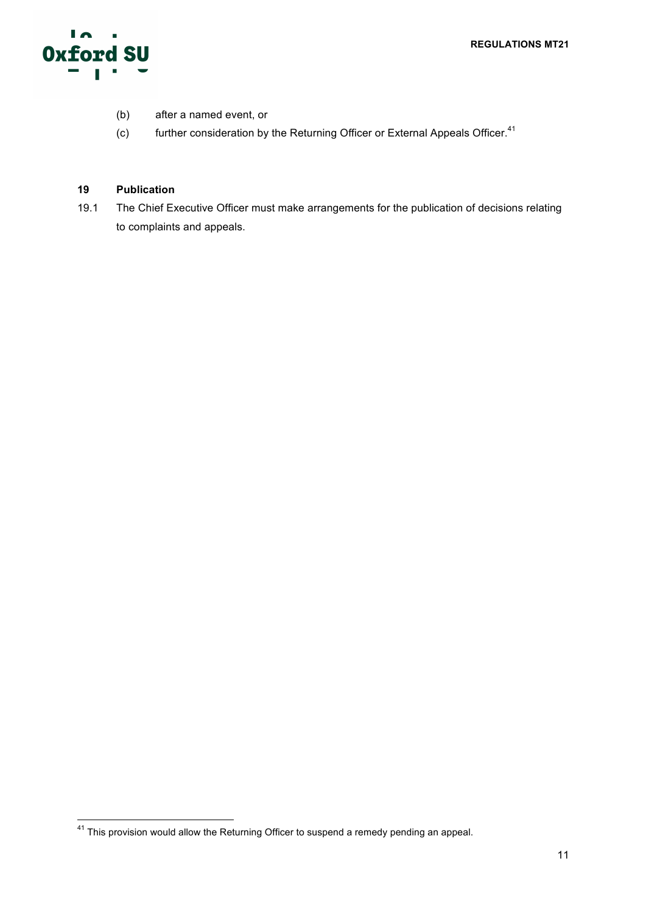(b) after a named event, or

(c) further consideration by the Returning Officer or External Appeals Officer.[41]

## 19 Publication

19.1 The Chief Executive Officer must make arrangements for the publication of decisions relating to complaints and appeals.

[41] This provision would allow the Returning Officer to suspend a remedy pending an appeal.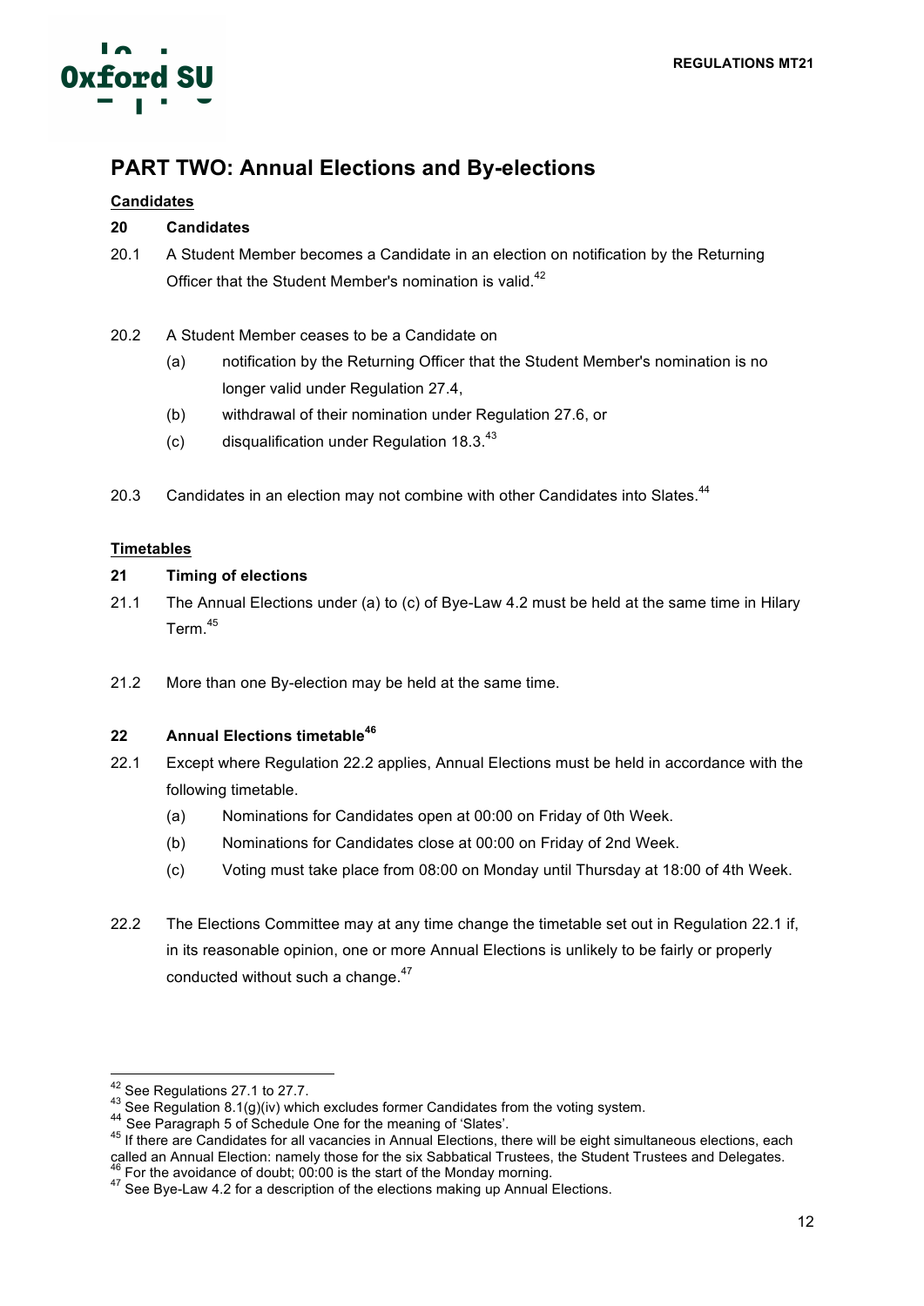## PART TWO: Annual Elections and By-elections

**Candidates**

### 20 Candidates

20.1 A Student Member becomes a Candidate in an election on notification by the Returning Officer that the Student Member's nomination is valid.[42]

20.2 A Student Member ceases to be a Candidate on

- (a) notification by the Returning Officer that the Student Member's nomination is no longer valid under Regulation 27.4,
- (b) withdrawal of their nomination under Regulation 27.6, or
- (c) disqualification under Regulation 18.3.[43]

20.3 Candidates in an election may not combine with other Candidates into Slates.[44]

**Timetables**

### 21 Timing of elections

21.1 The Annual Elections under (a) to (c) of Bye-Law 4.2 must be held at the same time in Hilary Term.[45]

21.2 More than one By-election may be held at the same time.

### 22 Annual Elections timetable[46]

22.1 Except where Regulation 22.2 applies, Annual Elections must be held in accordance with the following timetable.

- (a) Nominations for Candidates open at 00:00 on Friday of 0th Week.
- (b) Nominations for Candidates close at 00:00 on Friday of 2nd Week.
- (c) Voting must take place from 08:00 on Monday until Thursday at 18:00 of 4th Week.

22.2 The Elections Committee may at any time change the timetable set out in Regulation 22.1 if, in its reasonable opinion, one or more Annual Elections is unlikely to be fairly or properly conducted without such a change.[47]

---

[42] See Regulations 27.1 to 27.7.

[43] See Regulation 8.1(g)(iv) which excludes former Candidates from the voting system.

[44] See Paragraph 5 of Schedule One for the meaning of 'Slates'.

[45] If there are Candidates for all vacancies in Annual Elections, there will be eight simultaneous elections, each called an Annual Election: namely those for the six Sabbatical Trustees, the Student Trustees and Delegates.

[46] For the avoidance of doubt; 00:00 is the start of the Monday morning.

[47] See Bye-Law 4.2 for a description of the elections making up Annual Elections.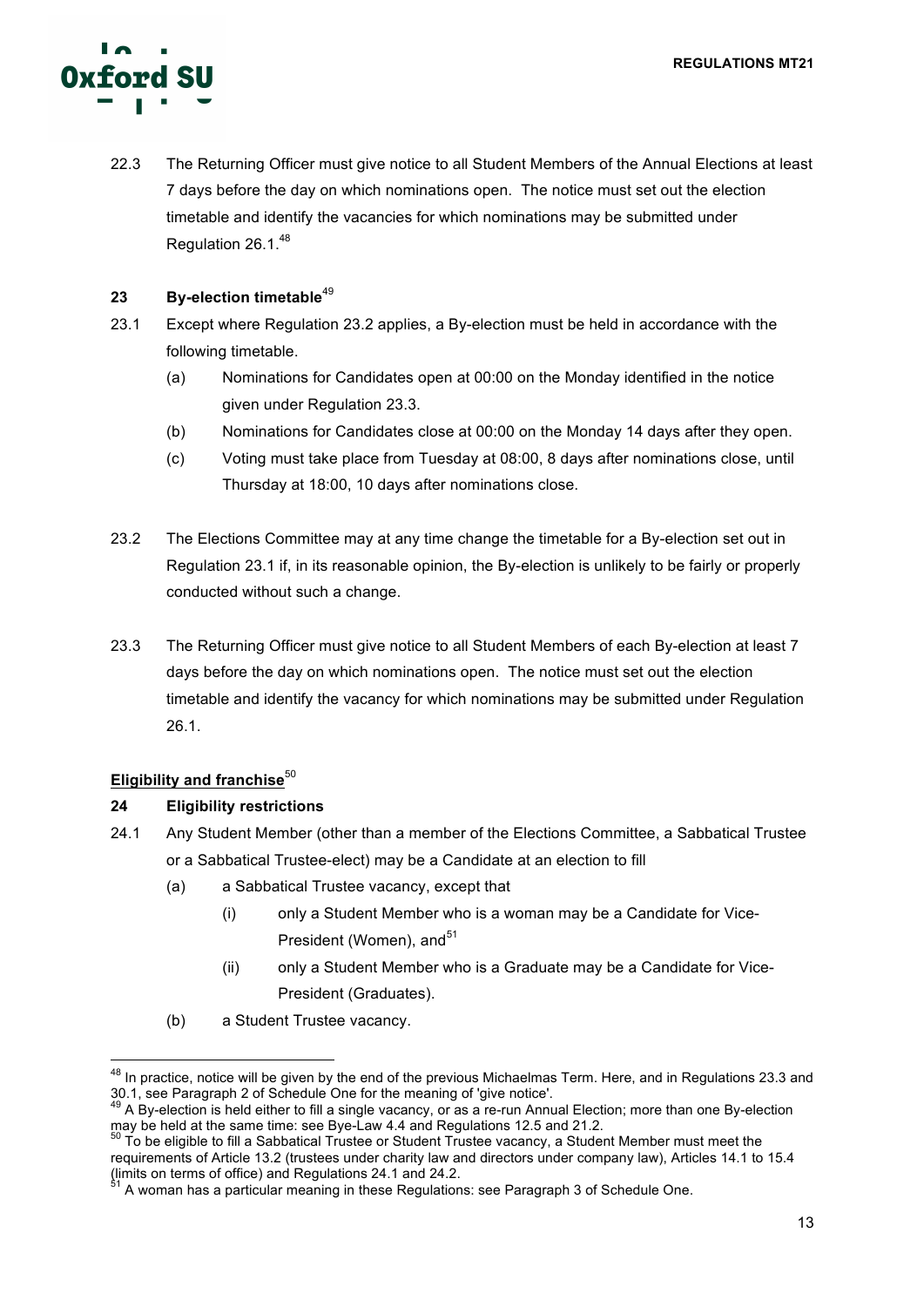22.3 The Returning Officer must give notice to all Student Members of the Annual Elections at least 7 days before the day on which nominations open. The notice must set out the election timetable and identify the vacancies for which nominations may be submitted under Regulation 26.1.[48]

### 23 By-election timetable[49]

23.1 Except where Regulation 23.2 applies, a By-election must be held in accordance with the following timetable.

- (a) Nominations for Candidates open at 00:00 on the Monday identified in the notice given under Regulation 23.3.
- (b) Nominations for Candidates close at 00:00 on the Monday 14 days after they open.
- (c) Voting must take place from Tuesday at 08:00, 8 days after nominations close, until Thursday at 18:00, 10 days after nominations close.

23.2 The Elections Committee may at any time change the timetable for a By-election set out in Regulation 23.1 if, in its reasonable opinion, the By-election is unlikely to be fairly or properly conducted without such a change.

23.3 The Returning Officer must give notice to all Student Members of each By-election at least 7 days before the day on which nominations open. The notice must set out the election timetable and identify the vacancy for which nominations may be submitted under Regulation 26.1.

## Eligibility and franchise[50]

### 24 Eligibility restrictions

24.1 Any Student Member (other than a member of the Elections Committee, a Sabbatical Trustee or a Sabbatical Trustee-elect) may be a Candidate at an election to fill

- (a) a Sabbatical Trustee vacancy, except that
  - (i) only a Student Member who is a woman may be a Candidate for Vice-President (Women), and[51]
  - (ii) only a Student Member who is a Graduate may be a Candidate for Vice-President (Graduates).
- (b) a Student Trustee vacancy.

---

[48] In practice, notice will be given by the end of the previous Michaelmas Term. Here, and in Regulations 23.3 and 30.1, see Paragraph 2 of Schedule One for the meaning of 'give notice'.

[49] A By-election is held either to fill a single vacancy, or as a re-run Annual Election; more than one By-election may be held at the same time: see Bye-Law 4.4 and Regulations 12.5 and 21.2.

[50] To be eligible to fill a Sabbatical Trustee or Student Trustee vacancy, a Student Member must meet the requirements of Article 13.2 (trustees under charity law and directors under company law), Articles 14.1 to 15.4 (limits on terms of office) and Regulations 24.1 and 24.2.

[51] A woman has a particular meaning in these Regulations: see Paragraph 3 of Schedule One.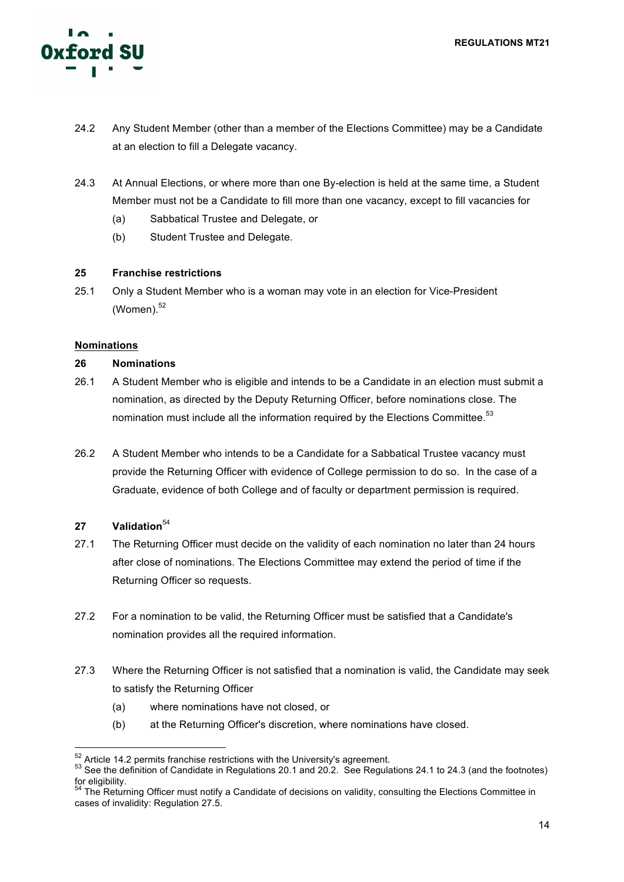24.2 Any Student Member (other than a member of the Elections Committee) may be a Candidate at an election to fill a Delegate vacancy.

24.3 At Annual Elections, or where more than one By-election is held at the same time, a Student Member must not be a Candidate to fill more than one vacancy, except to fill vacancies for

(a) Sabbatical Trustee and Delegate, or

(b) Student Trustee and Delegate.

**25 Franchise restrictions**

25.1 Only a Student Member who is a woman may vote in an election for Vice-President (Women).[52]

**Nominations**

**26 Nominations**

26.1 A Student Member who is eligible and intends to be a Candidate in an election must submit a nomination, as directed by the Deputy Returning Officer, before nominations close. The nomination must include all the information required by the Elections Committee.[53]

26.2 A Student Member who intends to be a Candidate for a Sabbatical Trustee vacancy must provide the Returning Officer with evidence of College permission to do so. In the case of a Graduate, evidence of both College and of faculty or department permission is required.

**27 Validation**[54]

27.1 The Returning Officer must decide on the validity of each nomination no later than 24 hours after close of nominations. The Elections Committee may extend the period of time if the Returning Officer so requests.

27.2 For a nomination to be valid, the Returning Officer must be satisfied that a Candidate's nomination provides all the required information.

27.3 Where the Returning Officer is not satisfied that a nomination is valid, the Candidate may seek to satisfy the Returning Officer

(a) where nominations have not closed, or

(b) at the Returning Officer's discretion, where nominations have closed.

---

[52] Article 14.2 permits franchise restrictions with the University's agreement.

[53] See the definition of Candidate in Regulations 20.1 and 20.2. See Regulations 24.1 to 24.3 (and the footnotes) for eligibility.

[54] The Returning Officer must notify a Candidate of decisions on validity, consulting the Elections Committee in cases of invalidity: Regulation 27.5.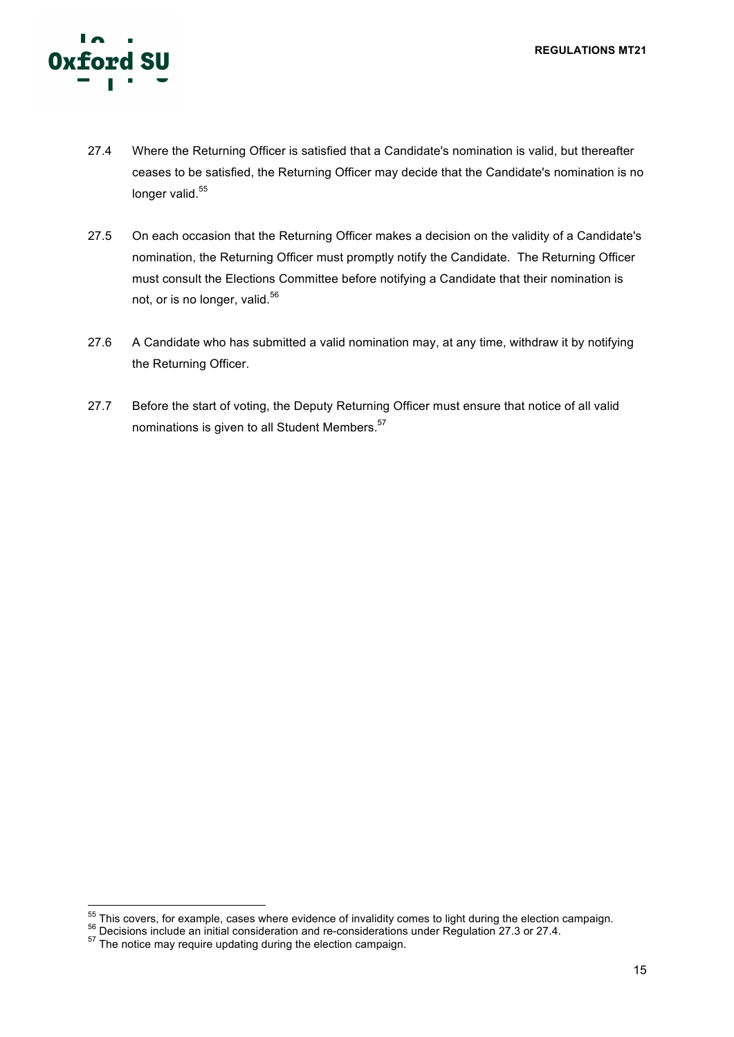27.4 Where the Returning Officer is satisfied that a Candidate's nomination is valid, but thereafter ceases to be satisfied, the Returning Officer may decide that the Candidate's nomination is no longer valid.[55]

27.5 On each occasion that the Returning Officer makes a decision on the validity of a Candidate's nomination, the Returning Officer must promptly notify the Candidate. The Returning Officer must consult the Elections Committee before notifying a Candidate that their nomination is not, or is no longer, valid.[56]

27.6 A Candidate who has submitted a valid nomination may, at any time, withdraw it by notifying the Returning Officer.

27.7 Before the start of voting, the Deputy Returning Officer must ensure that notice of all valid nominations is given to all Student Members.[57]

---

[55] This covers, for example, cases where evidence of invalidity comes to light during the election campaign.

[56] Decisions include an initial consideration and re-considerations under Regulation 27.3 or 27.4.

[57] The notice may require updating during the election campaign.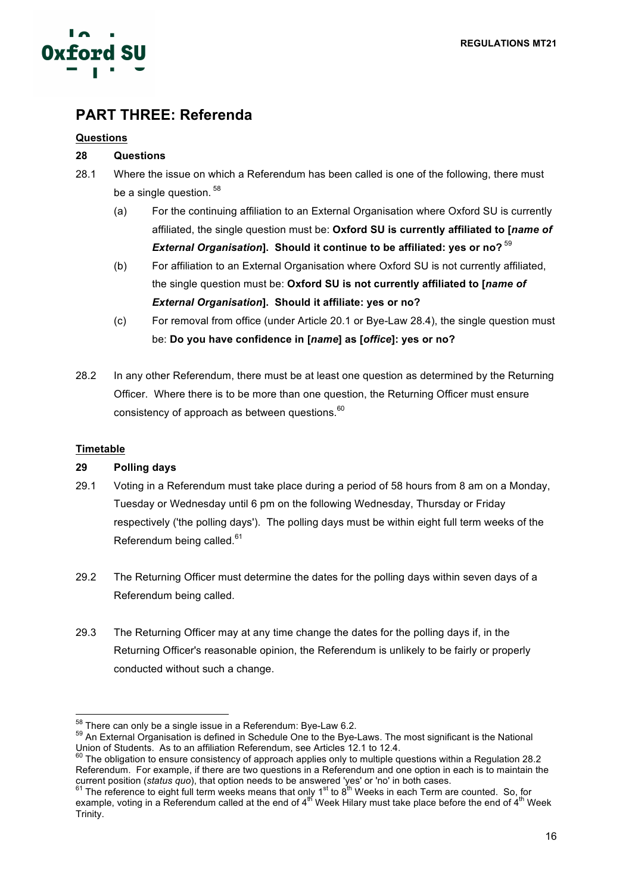# PART THREE: Referenda

**Questions**

### 28 Questions

28.1 Where the issue on which a Referendum has been called is one of the following, there must be a single question. [58]

(a) For the continuing affiliation to an External Organisation where Oxford SU is currently affiliated, the single question must be: **Oxford SU is currently affiliated to [*name of External Organisation*]. Should it continue to be affiliated: yes or no?** [59]

(b) For affiliation to an External Organisation where Oxford SU is not currently affiliated, the single question must be: **Oxford SU is not currently affiliated to [*name of External Organisation*]. Should it affiliate: yes or no?**

(c) For removal from office (under Article 20.1 or Bye-Law 28.4), the single question must be: **Do you have confidence in [*name*] as [*office*]: yes or no?**

28.2 In any other Referendum, there must be at least one question as determined by the Returning Officer. Where there is to be more than one question, the Returning Officer must ensure consistency of approach as between questions.[60]

**Timetable**

### 29 Polling days

29.1 Voting in a Referendum must take place during a period of 58 hours from 8 am on a Monday, Tuesday or Wednesday until 6 pm on the following Wednesday, Thursday or Friday respectively ('the polling days'). The polling days must be within eight full term weeks of the Referendum being called.[61]

29.2 The Returning Officer must determine the dates for the polling days within seven days of a Referendum being called.

29.3 The Returning Officer may at any time change the dates for the polling days if, in the Returning Officer's reasonable opinion, the Referendum is unlikely to be fairly or properly conducted without such a change.

---

[58] There can only be a single issue in a Referendum: Bye-Law 6.2.

[59] An External Organisation is defined in Schedule One to the Bye-Laws. The most significant is the National Union of Students. As to an affiliation Referendum, see Articles 12.1 to 12.4.

[60] The obligation to ensure consistency of approach applies only to multiple questions within a Regulation 28.2 Referendum. For example, if there are two questions in a Referendum and one option in each is to maintain the current position (*status quo*), that option needs to be answered 'yes' or 'no' in both cases.

[61] The reference to eight full term weeks means that only 1st to 8th Weeks in each Term are counted. So, for example, voting in a Referendum called at the end of 4th Week Hilary must take place before the end of 4th Week Trinity.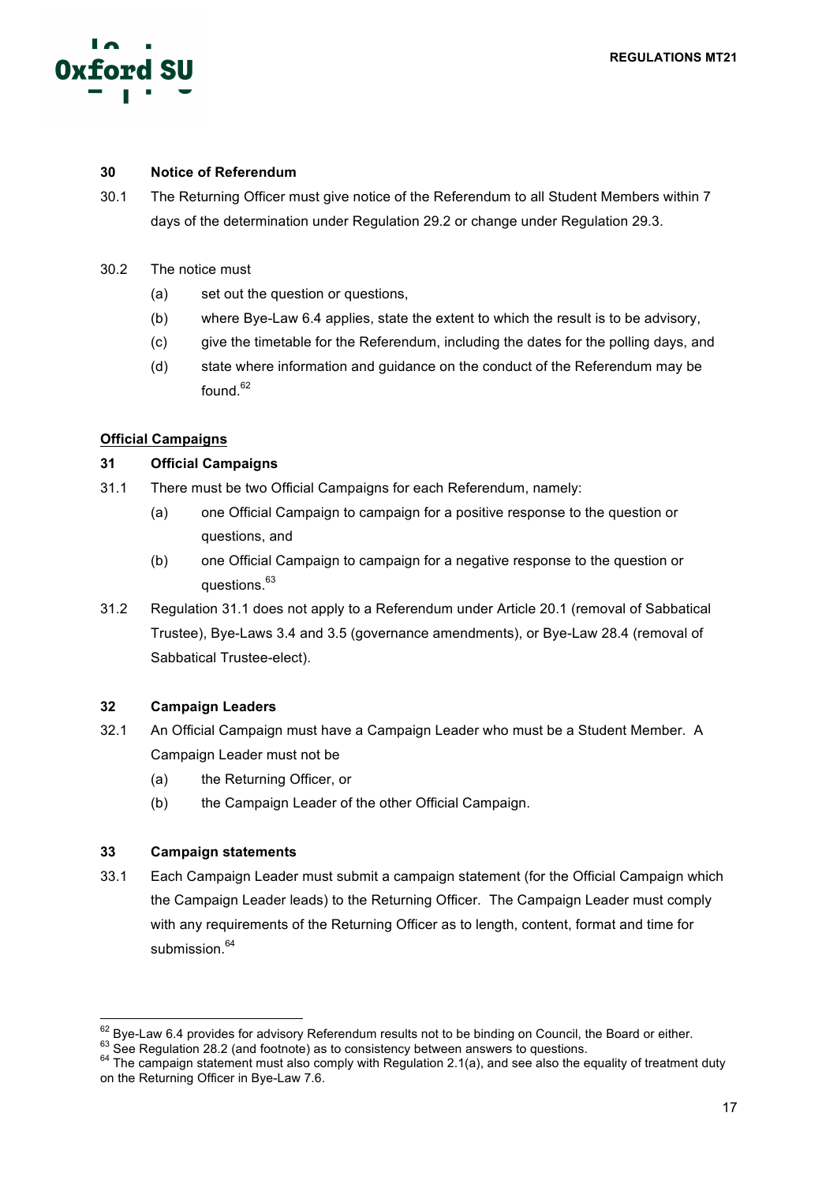### 30 Notice of Referendum

30.1 The Returning Officer must give notice of the Referendum to all Student Members within 7 days of the determination under Regulation 29.2 or change under Regulation 29.3.

30.2 The notice must

- (a) set out the question or questions,
- (b) where Bye-Law 6.4 applies, state the extent to which the result is to be advisory,
- (c) give the timetable for the Referendum, including the dates for the polling days, and
- (d) state where information and guidance on the conduct of the Referendum may be found.[62]

## Official Campaigns

### 31 Official Campaigns

31.1 There must be two Official Campaigns for each Referendum, namely:

- (a) one Official Campaign to campaign for a positive response to the question or questions, and
- (b) one Official Campaign to campaign for a negative response to the question or questions.[63]

31.2 Regulation 31.1 does not apply to a Referendum under Article 20.1 (removal of Sabbatical Trustee), Bye-Laws 3.4 and 3.5 (governance amendments), or Bye-Law 28.4 (removal of Sabbatical Trustee-elect).

### 32 Campaign Leaders

32.1 An Official Campaign must have a Campaign Leader who must be a Student Member. A Campaign Leader must not be

- (a) the Returning Officer, or
- (b) the Campaign Leader of the other Official Campaign.

### 33 Campaign statements

33.1 Each Campaign Leader must submit a campaign statement (for the Official Campaign which the Campaign Leader leads) to the Returning Officer. The Campaign Leader must comply with any requirements of the Returning Officer as to length, content, format and time for submission.[64]

---

[62] Bye-Law 6.4 provides for advisory Referendum results not to be binding on Council, the Board or either.

[63] See Regulation 28.2 (and footnote) as to consistency between answers to questions.

[64] The campaign statement must also comply with Regulation 2.1(a), and see also the equality of treatment duty on the Returning Officer in Bye-Law 7.6.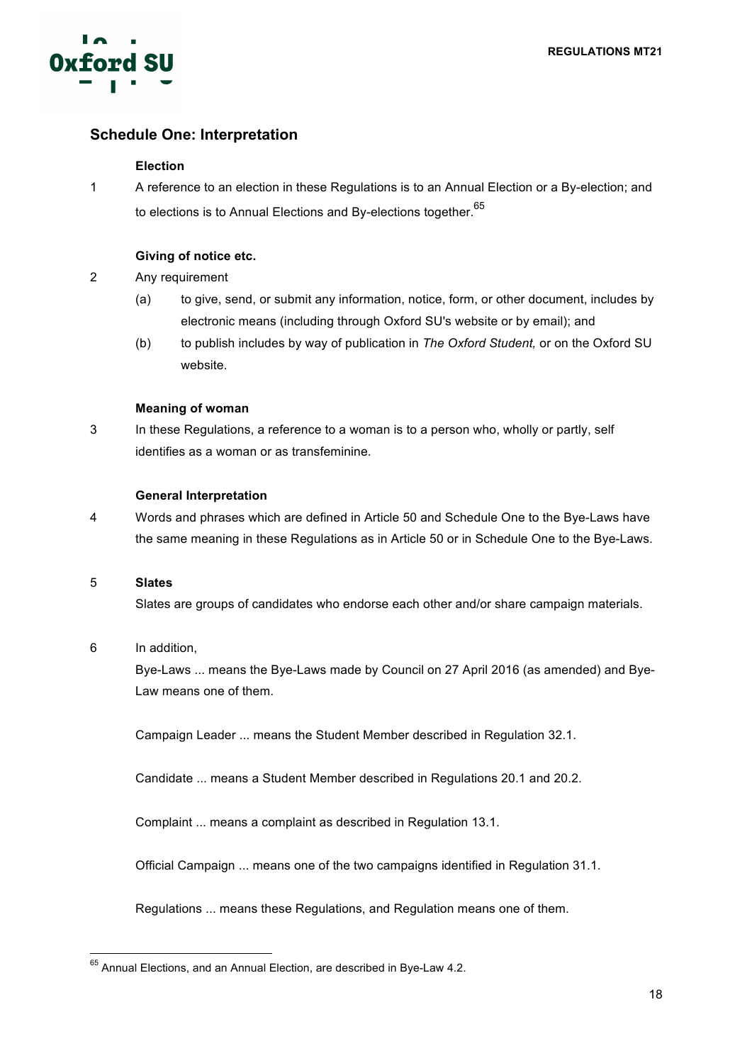## Schedule One: Interpretation

**Election**

1 A reference to an election in these Regulations is to an Annual Election or a By-election; and to elections is to Annual Elections and By-elections together.[65]

**Giving of notice etc.**

2 Any requirement

(a) to give, send, or submit any information, notice, form, or other document, includes by electronic means (including through Oxford SU's website or by email); and

(b) to publish includes by way of publication in *The Oxford Student,* or on the Oxford SU website.

**Meaning of woman**

3 In these Regulations, a reference to a woman is to a person who, wholly or partly, self identifies as a woman or as transfeminine.

**General Interpretation**

4 Words and phrases which are defined in Article 50 and Schedule One to the Bye-Laws have the same meaning in these Regulations as in Article 50 or in Schedule One to the Bye-Laws.

5 **Slates**

Slates are groups of candidates who endorse each other and/or share campaign materials.

6 In addition,

Bye-Laws ... means the Bye-Laws made by Council on 27 April 2016 (as amended) and Bye-Law means one of them.

Campaign Leader ... means the Student Member described in Regulation 32.1.

Candidate ... means a Student Member described in Regulations 20.1 and 20.2.

Complaint ... means a complaint as described in Regulation 13.1.

Official Campaign ... means one of the two campaigns identified in Regulation 31.1.

Regulations ... means these Regulations, and Regulation means one of them.

---

[65] Annual Elections, and an Annual Election, are described in Bye-Law 4.2.